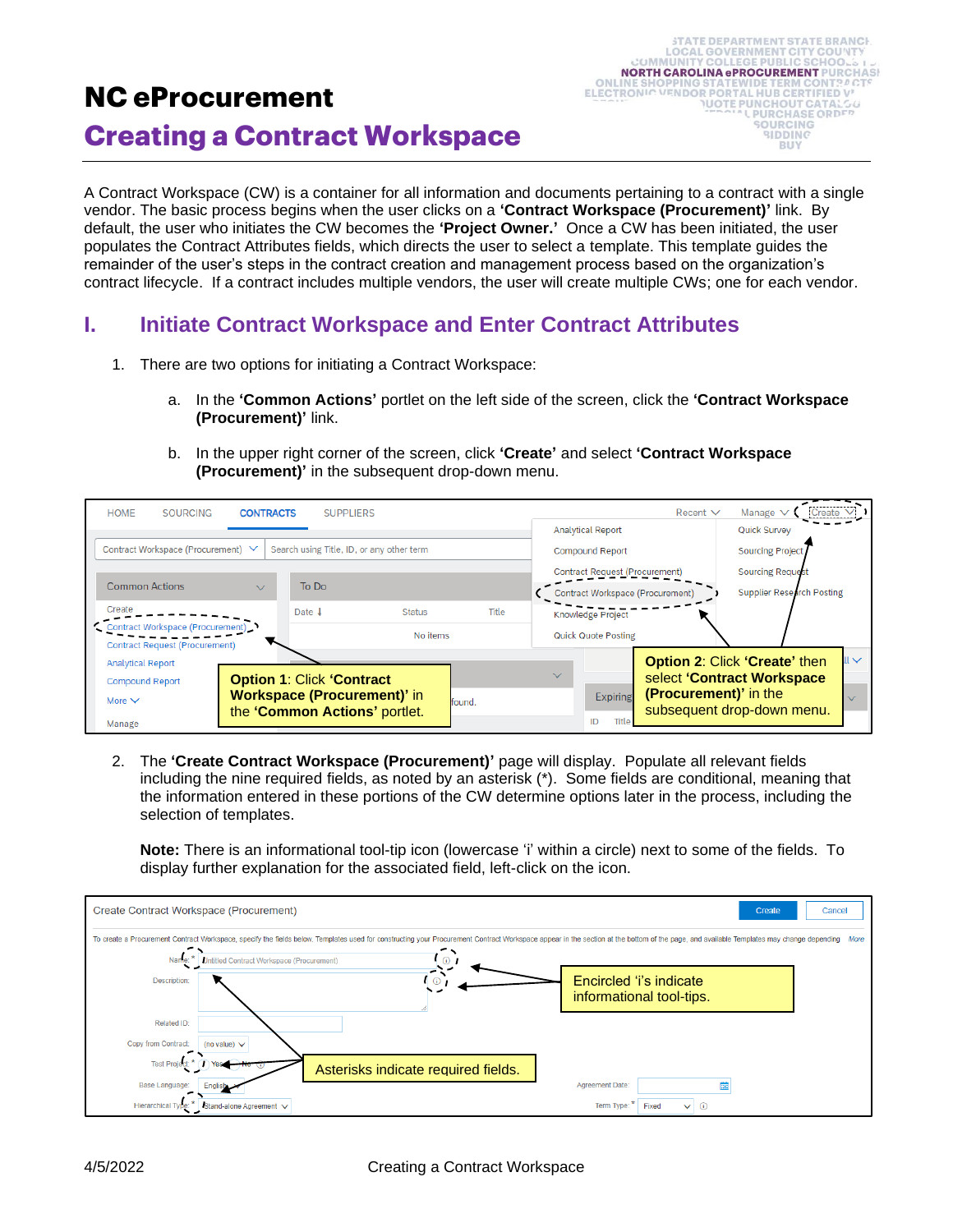# NC eProcurement

## Creating a Contract Workspace

A Contract Workspace (CW) is a container for all information and documents pertaining to a contract with a single vendor. The basic process begins when the user clicks on a **'Contract Workspace (Procurement)'** link. By default, the user who initiates the CW becomes the **'Project Owner.'** Once a CW has been initiated, the user populates the Contract Attributes fields, which directs the user to select a template. This template guides the remainder of the user's steps in the contract creation and management process based on the organization's contract lifecycle. If a contract includes multiple vendors, the user will create multiple CWs; one for each vendor.

## I. Initiate Contract Workspace and Enter Contract Attributes

1. There are two options for initiating a Contract Workspace:

   a. In the **'Common Actions'** portlet on the left side of the screen, click the **'Contract Workspace (Procurement)'** link.

   b. In the upper right corner of the screen, click **'Create'** and select **'Contract Workspace (Procurement)'** in the subsequent drop-down menu.

**Option 1**: Click **'Contract Workspace (Procurement)'** in the **'Common Actions'** portlet.

**Option 2**: Click **'Create'** then select **'Contract Workspace (Procurement)'** in the subsequent drop-down menu.

2. The **'Create Contract Workspace (Procurement)'** page will display. Populate all relevant fields including the nine required fields, as noted by an asterisk (*). Some fields are conditional, meaning that the information entered in these portions of the CW determine options later in the process, including the selection of templates.

   **Note:** There is an informational tool-tip icon (lowercase 'i' within a circle) next to some of the fields. To display further explanation for the associated field, left-click on the icon.

Encircled 'i's indicate informational tool-tips.

Asterisks indicate required fields.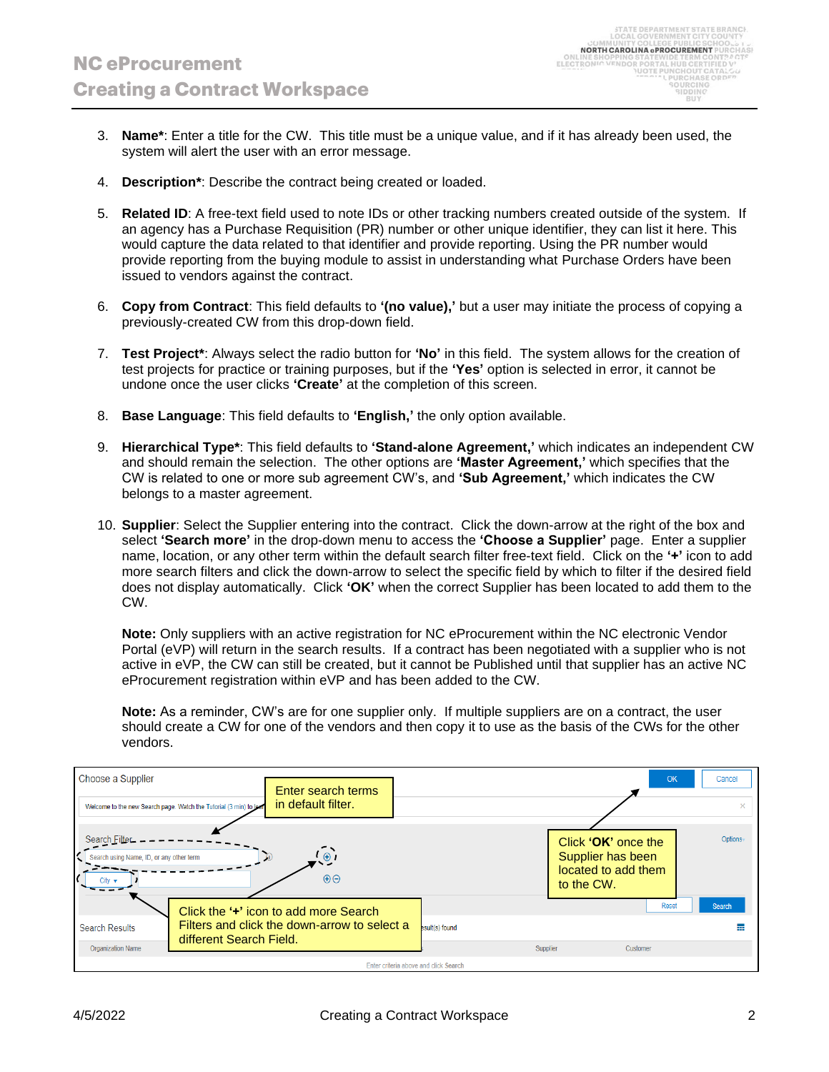3. **Name***: Enter a title for the CW. This title must be a unique value, and if it has already been used, the system will alert the user with an error message.

4. **Description***: Describe the contract being created or loaded.

5. **Related ID**: A free-text field used to note IDs or other tracking numbers created outside of the system. If an agency has a Purchase Requisition (PR) number or other unique identifier, they can list it here. This would capture the data related to that identifier and provide reporting. Using the PR number would provide reporting from the buying module to assist in understanding what Purchase Orders have been issued to vendors against the contract.

6. **Copy from Contract**: This field defaults to **'(no value),'** but a user may initiate the process of copying a previously-created CW from this drop-down field.

7. **Test Project***: Always select the radio button for **'No'** in this field. The system allows for the creation of test projects for practice or training purposes, but if the **'Yes'** option is selected in error, it cannot be undone once the user clicks **'Create'** at the completion of this screen.

8. **Base Language**: This field defaults to **'English,'** the only option available.

9. **Hierarchical Type***: This field defaults to **'Stand-alone Agreement,'** which indicates an independent CW and should remain the selection. The other options are **'Master Agreement,'** which specifies that the CW is related to one or more sub agreement CW's, and **'Sub Agreement,'** which indicates the CW belongs to a master agreement.

10. **Supplier**: Select the Supplier entering into the contract. Click the down-arrow at the right of the box and select **'Search more'** in the drop-down menu to access the **'Choose a Supplier'** page. Enter a supplier name, location, or any other term within the default search filter free-text field. Click on the **'+'** icon to add more search filters and click the down-arrow to select the specific field by which to filter if the desired field does not display automatically. Click **'OK'** when the correct Supplier has been located to add them to the CW.

    **Note:** Only suppliers with an active registration for NC eProcurement within the NC electronic Vendor Portal (eVP) will return in the search results. If a contract has been negotiated with a supplier who is not active in eVP, the CW can still be created, but it cannot be Published until that supplier has an active NC eProcurement registration within eVP and has been added to the CW.

    **Note:** As a reminder, CW's are for one supplier only. If multiple suppliers are on a contract, the user should create a CW for one of the vendors and then copy it to use as the basis of the CWs for the other vendors.

Enter search terms in default filter.

Click the **'+'** icon to add more Search Filters and click the down-arrow to select a different Search Field.

Click **'OK'** once the Supplier has been located to add them to the CW.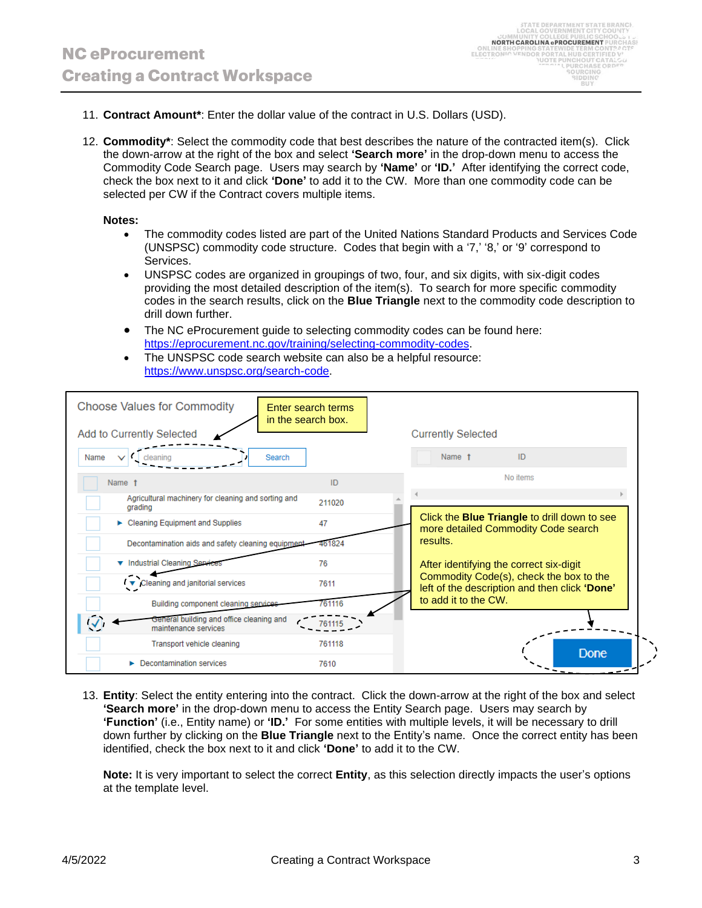11. **Contract Amount***: Enter the dollar value of the contract in U.S. Dollars (USD).

12. **Commodity***: Select the commodity code that best describes the nature of the contracted item(s). Click the down-arrow at the right of the box and select **'Search more'** in the drop-down menu to access the Commodity Code Search page. Users may search by **'Name'** or **'ID.'** After identifying the correct code, check the box next to it and click **'Done'** to add it to the CW. More than one commodity code can be selected per CW if the Contract covers multiple items.

    **Notes:**
    - The commodity codes listed are part of the United Nations Standard Products and Services Code (UNSPSC) commodity code structure. Codes that begin with a '7,' '8,' or '9' correspond to Services.
    - UNSPSC codes are organized in groupings of two, four, and six digits, with six-digit codes providing the most detailed description of the item(s). To search for more specific commodity codes in the search results, click on the **Blue Triangle** next to the commodity code description to drill down further.
    - The NC eProcurement guide to selecting commodity codes can be found here: https://eprocurement.nc.gov/training/selecting-commodity-codes.
    - The UNSPSC code search website can also be a helpful resource: https://www.unspsc.org/search-code.

13. **Entity**: Select the entity entering into the contract. Click the down-arrow at the right of the box and select **'Search more'** in the drop-down menu to access the Entity Search page. Users may search by **'Function'** (i.e., Entity name) or **'ID.'** For some entities with multiple levels, it will be necessary to drill down further by clicking on the **Blue Triangle** next to the Entity's name. Once the correct entity has been identified, check the box next to it and click **'Done'** to add it to the CW.

    **Note:** It is very important to select the correct **Entity**, as this selection directly impacts the user's options at the template level.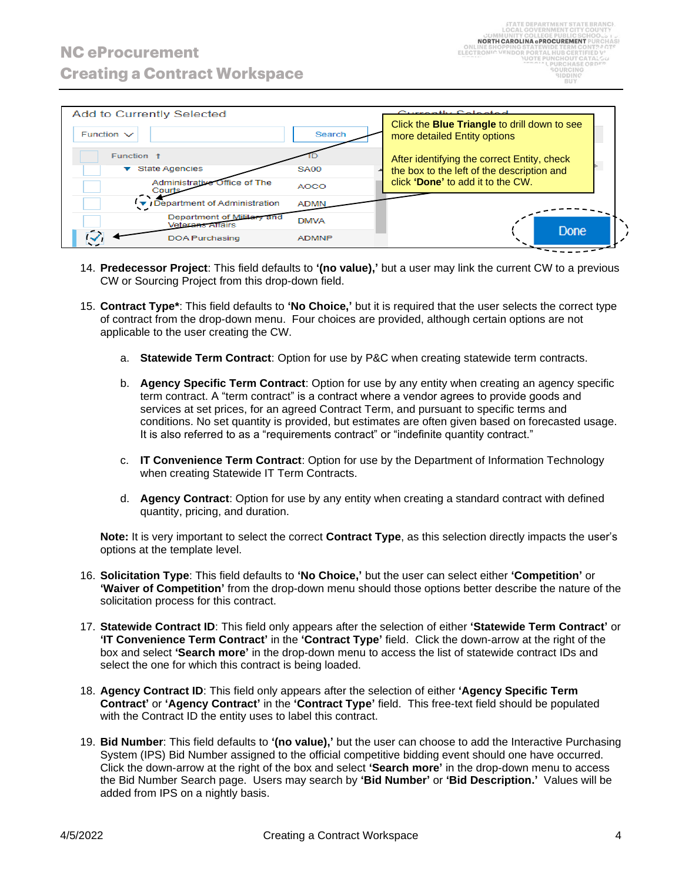| Function | ID |
| --- | --- |
| State Agencies | SA00 |
| Administrative Office of The Courts | AOCO |
| Department of Administration | ADMN |
| Department of Military and Veterans Affairs | DMVA |
| DOA Purchasing | ADMNP |

Click the **Blue Triangle** to drill down to see more detailed Entity options

After identifying the correct Entity, check the box to the left of the description and click **'Done'** to add it to the CW.

14. **Predecessor Project**: This field defaults to **'(no value),'** but a user may link the current CW to a previous CW or Sourcing Project from this drop-down field.

15. **Contract Type***: This field defaults to **'No Choice,'** but it is required that the user selects the correct type of contract from the drop-down menu. Four choices are provided, although certain options are not applicable to the user creating the CW.

    a. **Statewide Term Contract**: Option for use by P&C when creating statewide term contracts.

    b. **Agency Specific Term Contract**: Option for use by any entity when creating an agency specific term contract. A "term contract" is a contract where a vendor agrees to provide goods and services at set prices, for an agreed Contract Term, and pursuant to specific terms and conditions. No set quantity is provided, but estimates are often given based on forecasted usage. It is also referred to as a "requirements contract" or "indefinite quantity contract."

    c. **IT Convenience Term Contract**: Option for use by the Department of Information Technology when creating Statewide IT Term Contracts.

    d. **Agency Contract**: Option for use by any entity when creating a standard contract with defined quantity, pricing, and duration.

    **Note:** It is very important to select the correct **Contract Type**, as this selection directly impacts the user's options at the template level.

16. **Solicitation Type**: This field defaults to **'No Choice,'** but the user can select either **'Competition'** or **'Waiver of Competition'** from the drop-down menu should those options better describe the nature of the solicitation process for this contract.

17. **Statewide Contract ID**: This field only appears after the selection of either **'Statewide Term Contract'** or **'IT Convenience Term Contract'** in the **'Contract Type'** field. Click the down-arrow at the right of the box and select **'Search more'** in the drop-down menu to access the list of statewide contract IDs and select the one for which this contract is being loaded.

18. **Agency Contract ID**: This field only appears after the selection of either **'Agency Specific Term Contract'** or **'Agency Contract'** in the **'Contract Type'** field. This free-text field should be populated with the Contract ID the entity uses to label this contract.

19. **Bid Number**: This field defaults to **'(no value),'** but the user can choose to add the Interactive Purchasing System (IPS) Bid Number assigned to the official competitive bidding event should one have occurred. Click the down-arrow at the right of the box and select **'Search more'** in the drop-down menu to access the Bid Number Search page. Users may search by **'Bid Number'** or **'Bid Description.'** Values will be added from IPS on a nightly basis.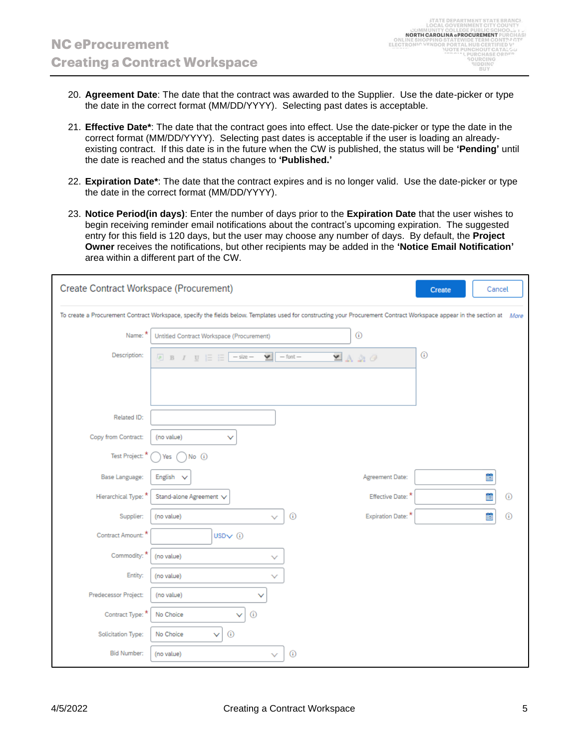20. **Agreement Date**: The date that the contract was awarded to the Supplier. Use the date-picker or type the date in the correct format (MM/DD/YYYY). Selecting past dates is acceptable.

21. **Effective Date***: The date that the contract goes into effect. Use the date-picker or type the date in the correct format (MM/DD/YYYY). Selecting past dates is acceptable if the user is loading an already-existing contract. If this date is in the future when the CW is published, the status will be **'Pending'** until the date is reached and the status changes to **'Published.'**

22. **Expiration Date***: The date that the contract expires and is no longer valid. Use the date-picker or type the date in the correct format (MM/DD/YYYY).

23. **Notice Period(in days)**: Enter the number of days prior to the **Expiration Date** that the user wishes to begin receiving reminder email notifications about the contract's upcoming expiration. The suggested entry for this field is 120 days, but the user may choose any number of days. By default, the **Project Owner** receives the notifications, but other recipients may be added in the **'Notice Email Notification'** area within a different part of the CW.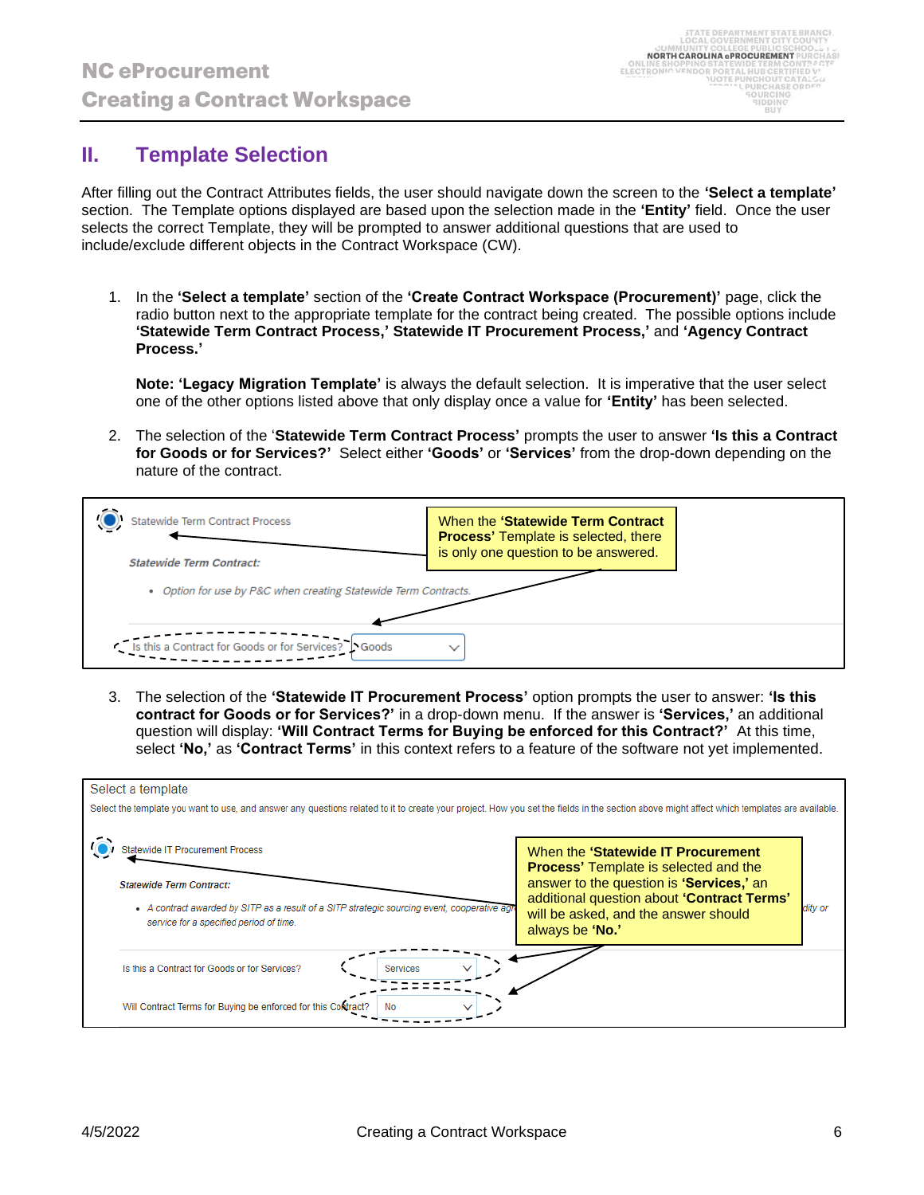## II. Template Selection

After filling out the Contract Attributes fields, the user should navigate down the screen to the **'Select a template'** section. The Template options displayed are based upon the selection made in the **'Entity'** field. Once the user selects the correct Template, they will be prompted to answer additional questions that are used to include/exclude different objects in the Contract Workspace (CW).

1. In the **'Select a template'** section of the **'Create Contract Workspace (Procurement)'** page, click the radio button next to the appropriate template for the contract being created. The possible options include **'Statewide Term Contract Process,' Statewide IT Procurement Process,'** and **'Agency Contract Process.'**

   **Note: 'Legacy Migration Template'** is always the default selection. It is imperative that the user select one of the other options listed above that only display once a value for **'Entity'** has been selected.

2. The selection of the '**Statewide Term Contract Process'** prompts the user to answer **'Is this a Contract for Goods or for Services?'** Select either **'Goods'** or **'Services'** from the drop-down depending on the nature of the contract.

   Statewide Term Contract Process

   *Statewide Term Contract:*

   - *Option for use by P&C when creating Statewide Term Contracts.*

   Is this a Contract for Goods or for Services? Goods

   When the **'Statewide Term Contract Process'** Template is selected, there is only one question to be answered.

3. The selection of the **'Statewide IT Procurement Process'** option prompts the user to answer: **'Is this contract for Goods or for Services?'** in a drop-down menu. If the answer is **'Services,'** an additional question will display: **'Will Contract Terms for Buying be enforced for this Contract?'** At this time, select **'No,'** as **'Contract Terms'** in this context refers to a feature of the software not yet implemented.

   Select a template

   Select the template you want to use, and answer any questions related to it to create your project. How you set the fields in the section above might affect which templates are available.

   Statewide IT Procurement Process

   *Statewide Term Contract:*

   - *A contract awarded by SITP as a result of a SITP strategic sourcing event, cooperative agr... dity or service for a specified period of time.*

   Is this a Contract for Goods or for Services? Services

   Will Contract Terms for Buying be enforced for this Contract? No

   When the **'Statewide IT Procurement Process'** Template is selected and the answer to the question is **'Services,'** an additional question about **'Contract Terms'** will be asked, and the answer should always be **'No.'**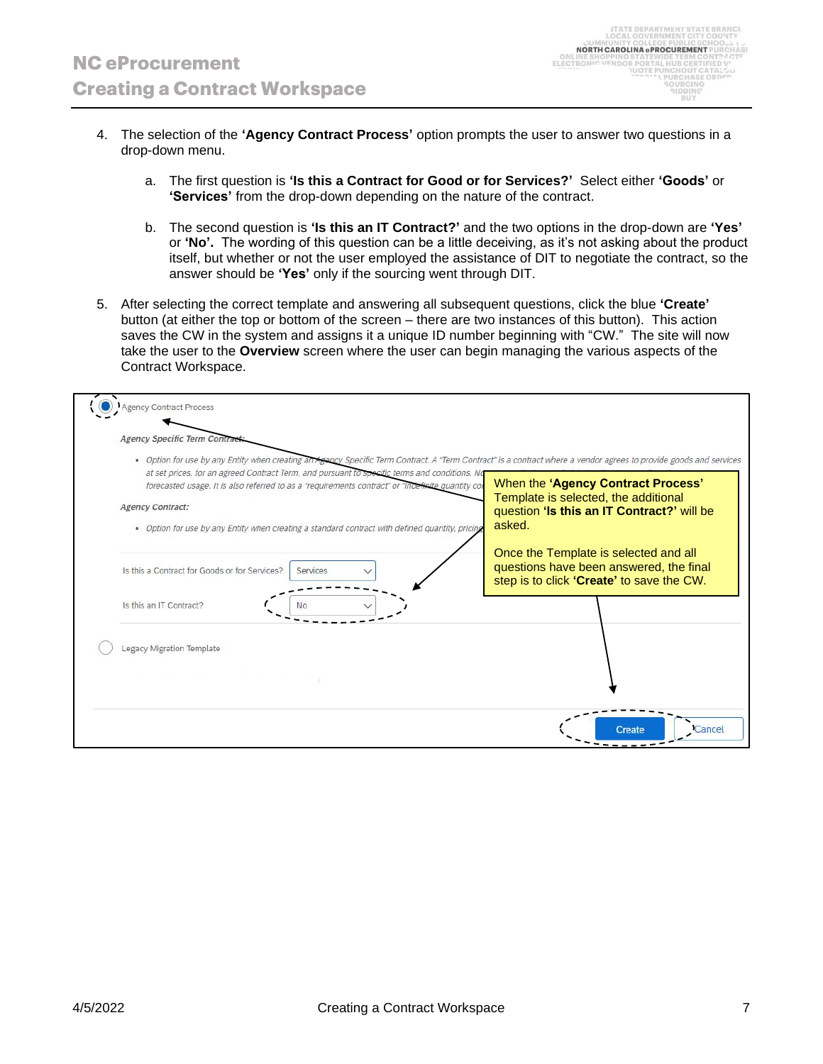4. The selection of the **'Agency Contract Process'** option prompts the user to answer two questions in a drop-down menu.

   a. The first question is **'Is this a Contract for Good or for Services?'** Select either **'Goods'** or **'Services'** from the drop-down depending on the nature of the contract.

   b. The second question is **'Is this an IT Contract?'** and the two options in the drop-down are **'Yes'** or **'No'.** The wording of this question can be a little deceiving, as it's not asking about the product itself, but whether or not the user employed the assistance of DIT to negotiate the contract, so the answer should be **'Yes'** only if the sourcing went through DIT.

5. After selecting the correct template and answering all subsequent questions, click the blue **'Create'** button (at either the top or bottom of the screen – there are two instances of this button). This action saves the CW in the system and assigns it a unique ID number beginning with "CW." The site will now take the user to the **Overview** screen where the user can begin managing the various aspects of the Contract Workspace.

Agency Contract Process

*Agency Specific Term Contract:*

- *Option for use by any Entity when creating an Agency Specific Term Contract. A "Term Contract" is a contract where a vendor agrees to provide goods and services at set prices, for an agreed Contract Term, and pursuant to specific terms and conditions. No ... forecasted usage. It is also referred to as a "requirements contract" or "indefinite quantity co...*

*Agency Contract:*

- *Option for use by any Entity when creating a standard contract with defined quantity, pricing...*

Is this a Contract for Goods or for Services? Services

Is this an IT Contract? No

Legacy Migration Template

Create Cancel

When the **'Agency Contract Process'** Template is selected, the additional question **'Is this an IT Contract?'** will be asked.

Once the Template is selected and all questions have been answered, the final step is to click **'Create'** to save the CW.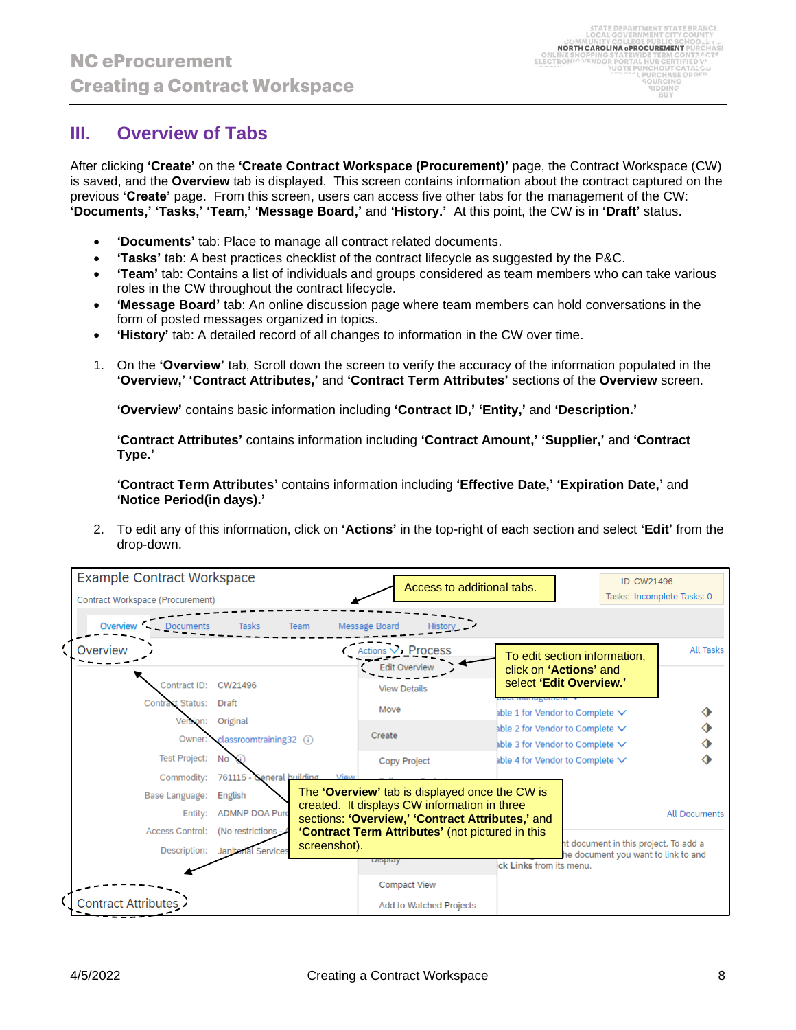## III. Overview of Tabs

After clicking **'Create'** on the **'Create Contract Workspace (Procurement)'** page, the Contract Workspace (CW) is saved, and the **Overview** tab is displayed. This screen contains information about the contract captured on the previous **'Create'** page. From this screen, users can access five other tabs for the management of the CW: **'Documents,' 'Tasks,' 'Team,' 'Message Board,'** and **'History.'** At this point, the CW is in **'Draft'** status.

- **'Documents'** tab: Place to manage all contract related documents.
- **'Tasks'** tab: A best practices checklist of the contract lifecycle as suggested by the P&C.
- **'Team'** tab: Contains a list of individuals and groups considered as team members who can take various roles in the CW throughout the contract lifecycle.
- **'Message Board'** tab: An online discussion page where team members can hold conversations in the form of posted messages organized in topics.
- **'History'** tab: A detailed record of all changes to information in the CW over time.

1. On the **'Overview'** tab, Scroll down the screen to verify the accuracy of the information populated in the **'Overview,' 'Contract Attributes,'** and **'Contract Term Attributes'** sections of the **Overview** screen.

   **'Overview'** contains basic information including **'Contract ID,' 'Entity,'** and **'Description.'**

   **'Contract Attributes'** contains information including **'Contract Amount,' 'Supplier,'** and **'Contract Type.'**

   **'Contract Term Attributes'** contains information including **'Effective Date,' 'Expiration Date,'** and **'Notice Period(in days).'**

2. To edit any of this information, click on **'Actions'** in the top-right of each section and select **'Edit'** from the drop-down.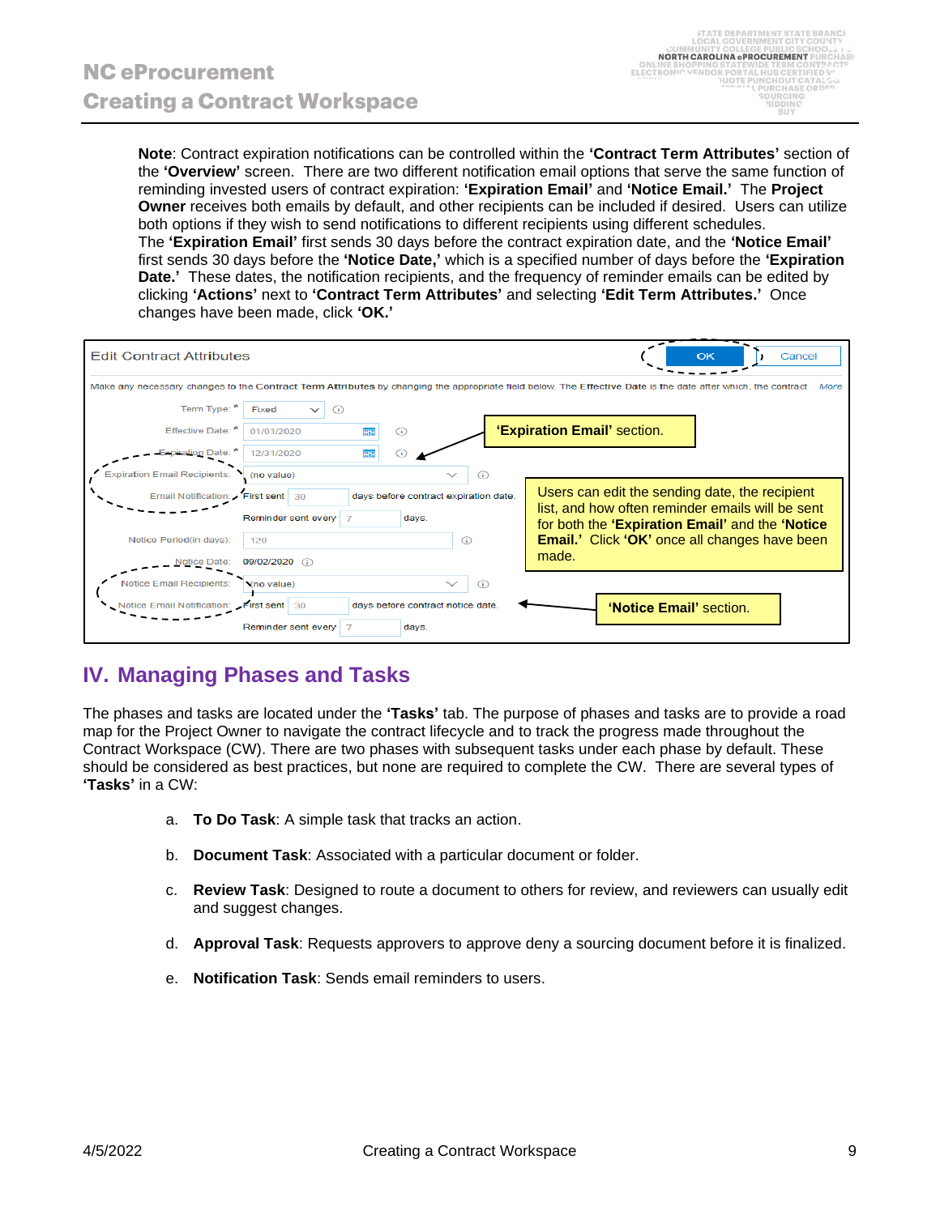**Note**: Contract expiration notifications can be controlled within the **'Contract Term Attributes'** section of the **'Overview'** screen. There are two different notification email options that serve the same function of reminding invested users of contract expiration: **'Expiration Email'** and **'Notice Email.'** The **Project Owner** receives both emails by default, and other recipients can be included if desired. Users can utilize both options if they wish to send notifications to different recipients using different schedules. The **'Expiration Email'** first sends 30 days before the contract expiration date, and the **'Notice Email'** first sends 30 days before the **'Notice Date,'** which is a specified number of days before the **'Expiration Date.'** These dates, the notification recipients, and the frequency of reminder emails can be edited by clicking **'Actions'** next to **'Contract Term Attributes'** and selecting **'Edit Term Attributes.'** Once changes have been made, click **'OK.'**

Edit Contract Attributes — OK | Cancel

Make any necessary changes to the Contract Term Attributes by changing the appropriate field below. The Effective Date is the date after which, the contract More

| Field | Value |
| --- | --- |
| Term Type: * | Fixed |
| Effective Date: * | 01/01/2020 |
| Expiration Date: * | 12/31/2020 |
| Expiration Email Recipients: | (no value) |
| Email Notification: | First sent 30 days before contract expiration date. Reminder sent every 7 days. |
| Notice Period(in days): | 120 |
| Notice Date: | 09/02/2020 |
| Notice Email Recipients: | (no value) |
| Notice Email Notification: | First sent 30 days before contract notice date. Reminder sent every 7 days. |

**'Expiration Email'** section.

Users can edit the sending date, the recipient list, and how often reminder emails will be sent for both the **'Expiration Email'** and the **'Notice Email.'** Click **'OK'** once all changes have been made.

**'Notice Email'** section.

## IV. Managing Phases and Tasks

The phases and tasks are located under the **'Tasks'** tab. The purpose of phases and tasks are to provide a road map for the Project Owner to navigate the contract lifecycle and to track the progress made throughout the Contract Workspace (CW). There are two phases with subsequent tasks under each phase by default. These should be considered as best practices, but none are required to complete the CW. There are several types of **'Tasks'** in a CW:

a. **To Do Task**: A simple task that tracks an action.

b. **Document Task**: Associated with a particular document or folder.

c. **Review Task**: Designed to route a document to others for review, and reviewers can usually edit and suggest changes.

d. **Approval Task**: Requests approvers to approve deny a sourcing document before it is finalized.

e. **Notification Task**: Sends email reminders to users.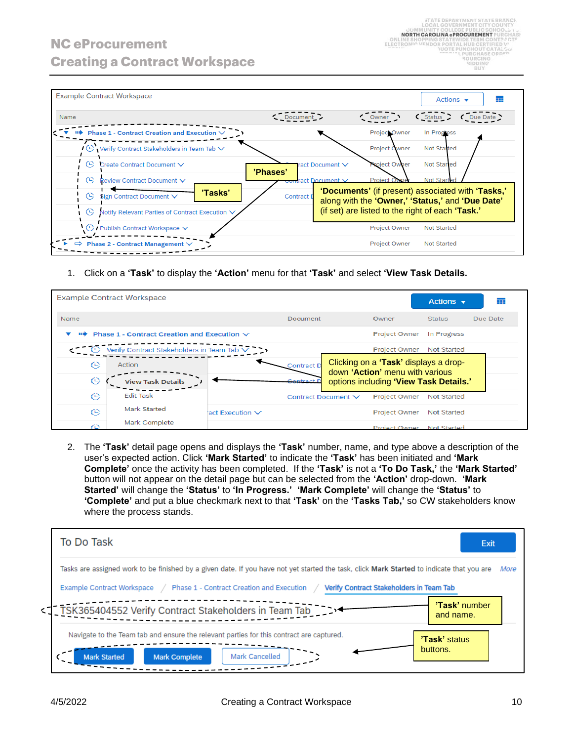1. Click on a **'Task'** to display the **'Action'** menu for that **'Task'** and select **'View Task Details.**

2. The **'Task'** detail page opens and displays the **'Task'** number, name, and type above a description of the user's expected action. Click **'Mark Started'** to indicate the **'Task'** has been initiated and **'Mark Complete'** once the activity has been completed. If the **'Task'** is not a **'To Do Task,'** the **'Mark Started'** button will not appear on the detail page but can be selected from the **'Action'** drop-down. **'Mark Started'** will change the **'Status'** to **'In Progress.'** **'Mark Complete'** will change the **'Status'** to **'Complete'** and put a blue checkmark next to that **'Task'** on the **'Tasks Tab,'** so CW stakeholders know where the process stands.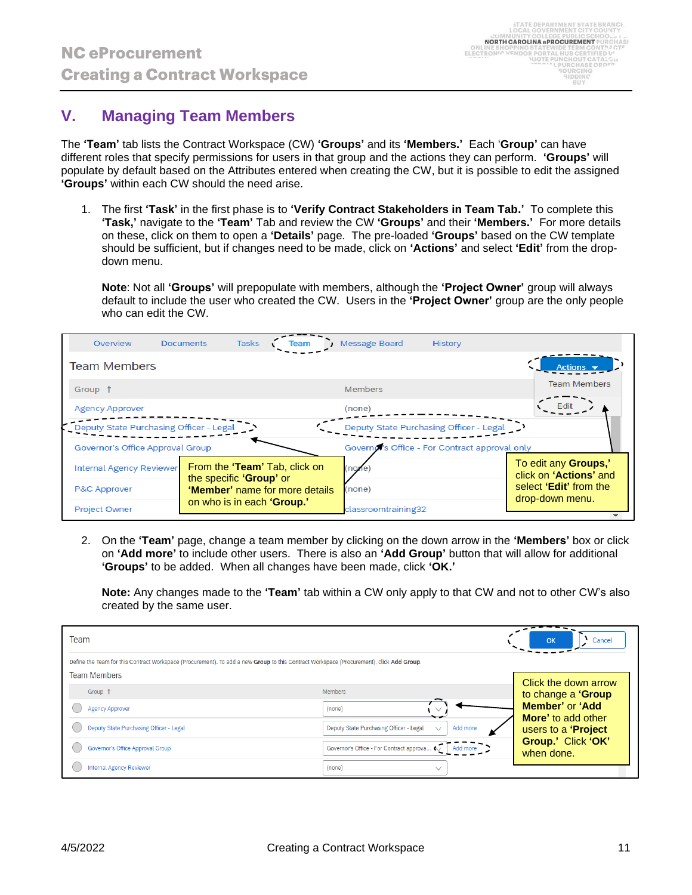## V. Managing Team Members

The **'Team'** tab lists the Contract Workspace (CW) **'Groups'** and its **'Members.'** Each '**Group**' can have different roles that specify permissions for users in that group and the actions they can perform. **'Groups'** will populate by default based on the Attributes entered when creating the CW, but it is possible to edit the assigned **'Groups'** within each CW should the need arise.

1. The first **'Task'** in the first phase is to **'Verify Contract Stakeholders in Team Tab.'** To complete this **'Task,'** navigate to the **'Team'** Tab and review the CW **'Groups'** and their **'Members.'** For more details on these, click on them to open a **'Details'** page. The pre-loaded **'Groups'** based on the CW template should be sufficient, but if changes need to be made, click on **'Actions'** and select **'Edit'** from the drop-down menu.

   **Note**: Not all **'Groups'** will prepopulate with members, although the **'Project Owner'** group will always default to include the user who created the CW. Users in the **'Project Owner'** group are the only people who can edit the CW.

| Group | Members |
|---|---|
| Agency Approver | (none) |
| Deputy State Purchasing Officer - Legal | Deputy State Purchasing Officer - Legal |
| Governor's Office Approval Group | Governor's Office - For Contract approval only |
| Internal Agency Reviewer | (none) |
| P&C Approver | (none) |
| Project Owner | classroomtraining32 |

From the **'Team'** Tab, click on the specific **'Group'** or **'Member'** name for more details on who is in each **'Group.'**

To edit any **Groups,'** click on **'Actions'** and select **'Edit'** from the drop-down menu.

2. On the **'Team'** page, change a team member by clicking on the down arrow in the **'Members'** box or click on **'Add more'** to include other users. There is also an **'Add Group'** button that will allow for additional **'Groups'** to be added. When all changes have been made, click **'OK.'**

   **Note:** Any changes made to the **'Team'** tab within a CW only apply to that CW and not to other CW's also created by the same user.

Define the Team for this Contract Workspace (Procurement). To add a new **Group** to this Contract Workspace (Procurement), click **Add Group**.

| Group | Members |
|---|---|
| Agency Approver | (none) |
| Deputy State Purchasing Officer - Legal | Deputy State Purchasing Officer - Legal (Add more) |
| Governor's Office Approval Group | Governor's Office - For Contract approva... (Add more) |
| Internal Agency Reviewer | (none) |

Click the down arrow to change a **'Group Member'** or **'Add More'** to add other users to a **'Project Group.'** Click **'OK'** when done.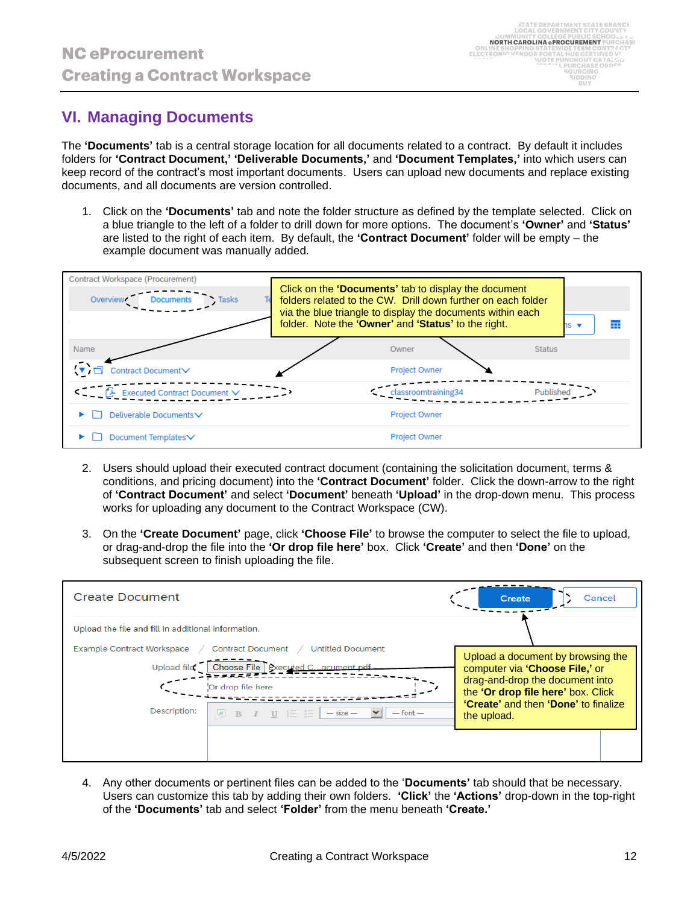## VI. Managing Documents

The **'Documents'** tab is a central storage location for all documents related to a contract. By default it includes folders for **'Contract Document,'** **'Deliverable Documents,'** and **'Document Templates,'** into which users can keep record of the contract's most important documents. Users can upload new documents and replace existing documents, and all documents are version controlled.

1. Click on the **'Documents'** tab and note the folder structure as defined by the template selected. Click on a blue triangle to the left of a folder to drill down for more options. The document's **'Owner'** and **'Status'** are listed to the right of each item. By default, the **'Contract Document'** folder will be empty – the example document was manually added.

Click on the **'Documents'** tab to display the document folders related to the CW. Drill down further on each folder via the blue triangle to display the documents within each folder. Note the **'Owner'** and **'Status'** to the right.

2. Users should upload their executed contract document (containing the solicitation document, terms & conditions, and pricing document) into the **'Contract Document'** folder. Click the down-arrow to the right of **'Contract Document'** and select **'Document'** beneath **'Upload'** in the drop-down menu. This process works for uploading any document to the Contract Workspace (CW).

3. On the **'Create Document'** page, click **'Choose File'** to browse the computer to select the file to upload, or drag-and-drop the file into the **'Or drop file here'** box. Click **'Create'** and then **'Done'** on the subsequent screen to finish uploading the file.

Upload a document by browsing the computer via **'Choose File,'** or drag-and-drop the document into the **'Or drop file here'** box. Click **'Create'** and then **'Done'** to finalize the upload.

4. Any other documents or pertinent files can be added to the **'Documents'** tab should that be necessary. Users can customize this tab by adding their own folders. **'Click'** the **'Actions'** drop-down in the top-right of the **'Documents'** tab and select **'Folder'** from the menu beneath **'Create.'**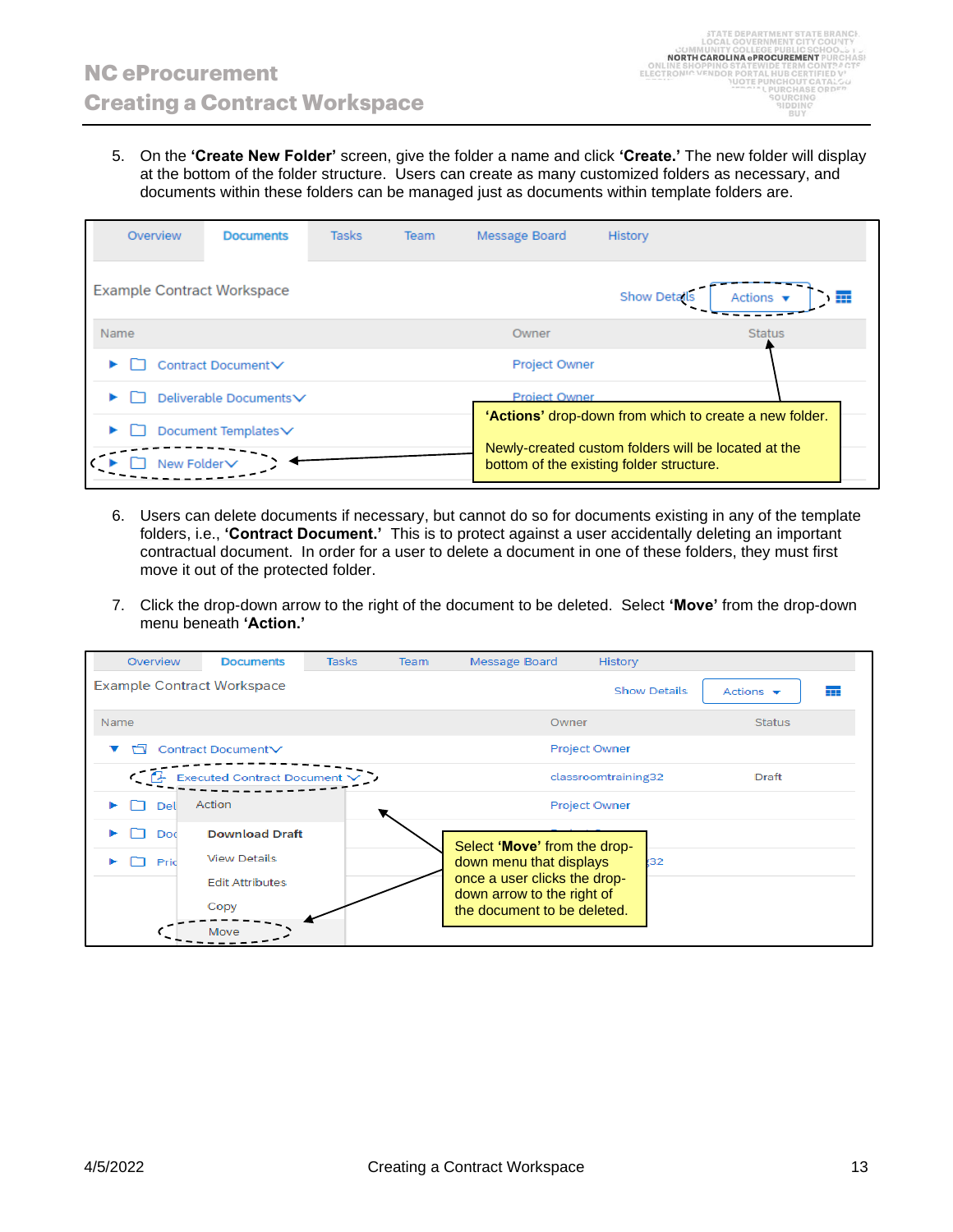5. On the **'Create New Folder'** screen, give the folder a name and click **'Create.'** The new folder will display at the bottom of the folder structure. Users can create as many customized folders as necessary, and documents within these folders can be managed just as documents within template folders are.

6. Users can delete documents if necessary, but cannot do so for documents existing in any of the template folders, i.e., **'Contract Document.'** This is to protect against a user accidentally deleting an important contractual document. In order for a user to delete a document in one of these folders, they must first move it out of the protected folder.

7. Click the drop-down arrow to the right of the document to be deleted. Select **'Move'** from the drop-down menu beneath **'Action.'**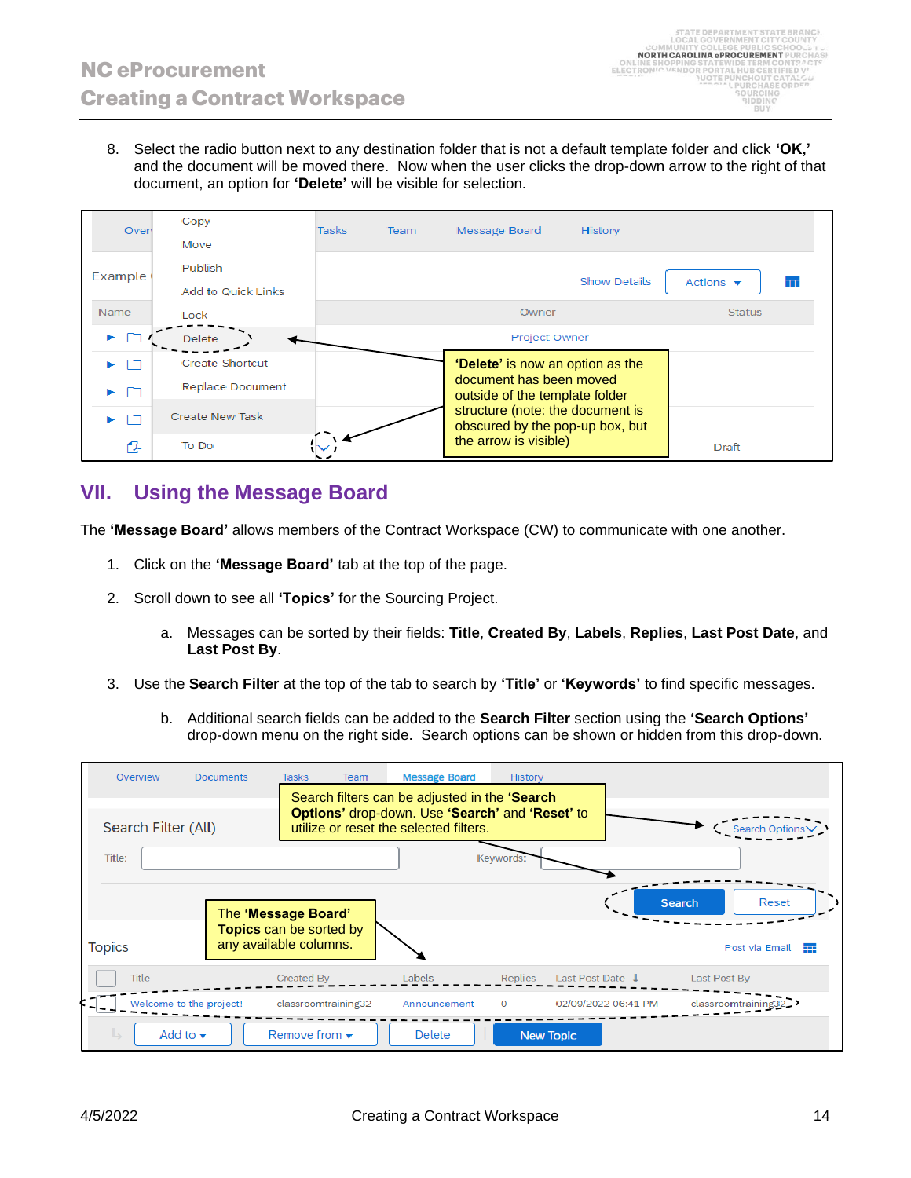8. Select the radio button next to any destination folder that is not a default template folder and click **'OK,'** and the document will be moved there. Now when the user clicks the drop-down arrow to the right of that document, an option for **'Delete'** will be visible for selection.

**'Delete'** is now an option as the document has been moved outside of the template folder structure (note: the document is obscured by the pop-up box, but the arrow is visible)

## VII. Using the Message Board

The **'Message Board'** allows members of the Contract Workspace (CW) to communicate with one another.

1. Click on the **'Message Board'** tab at the top of the page.
2. Scroll down to see all **'Topics'** for the Sourcing Project.
   a. Messages can be sorted by their fields: **Title**, **Created By**, **Labels**, **Replies**, **Last Post Date**, and **Last Post By**.
3. Use the **Search Filter** at the top of the tab to search by **'Title'** or **'Keywords'** to find specific messages.
   b. Additional search fields can be added to the **Search Filter** section using the **'Search Options'** drop-down menu on the right side. Search options can be shown or hidden from this drop-down.

Search filters can be adjusted in the **'Search Options'** drop-down. Use **'Search'** and **'Reset'** to utilize or reset the selected filters.

The **'Message Board' Topics** can be sorted by any available columns.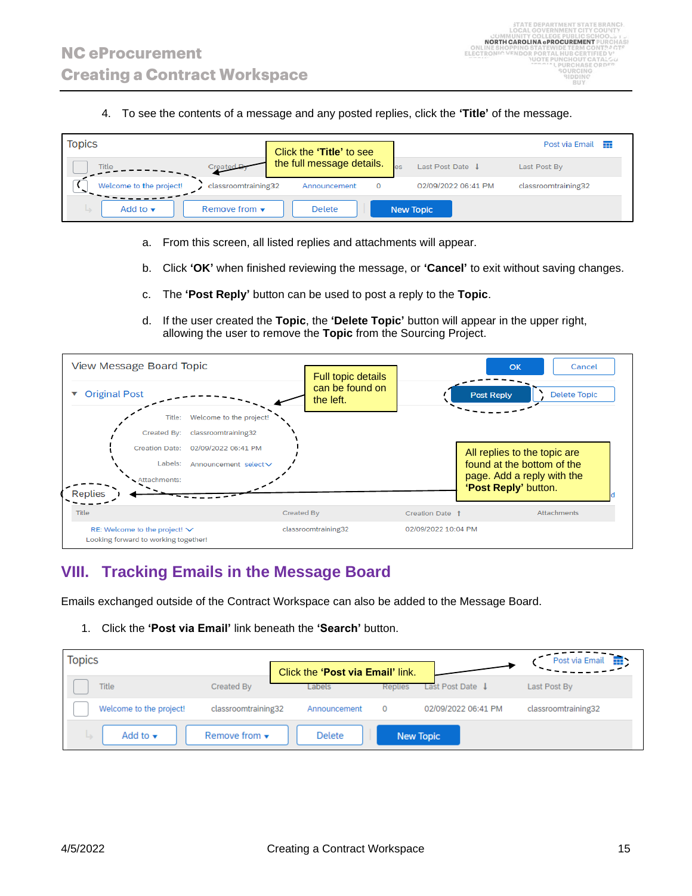4. To see the contents of a message and any posted replies, click the **'Title'** of the message.

   a. From this screen, all listed replies and attachments will appear.

   b. Click **'OK'** when finished reviewing the message, or **'Cancel'** to exit without saving changes.

   c. The **'Post Reply'** button can be used to post a reply to the **Topic**.

   d. If the user created the **Topic**, the **'Delete Topic'** button will appear in the upper right, allowing the user to remove the **Topic** from the Sourcing Project.

## VIII. Tracking Emails in the Message Board

Emails exchanged outside of the Contract Workspace can also be added to the Message Board.

1. Click the **'Post via Email'** link beneath the **'Search'** button.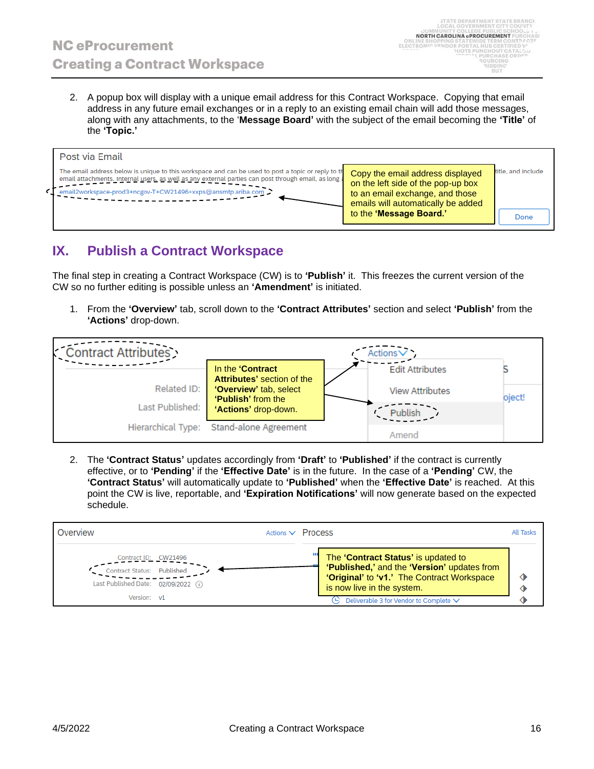2. A popup box will display with a unique email address for this Contract Workspace. Copying that email address in any future email exchanges or in a reply to an existing email chain will add those messages, along with any attachments, to the '**Message Board'** with the subject of the email becoming the **'Title'** of the **'Topic.'**

Post via Email

The email address below is unique to this workspace and can be used to post a topic or reply to th... title, and include email attachments. Internal users, as well as any external parties can post through email, as long ...

email2workspace-prod3+ncgov-T+CW21496+xxps@ansmtp.ariba.com

Copy the email address displayed on the left side of the pop-up box to an email exchange, and those emails will automatically be added to the **'Message Board.'**

Done

## IX. Publish a Contract Workspace

The final step in creating a Contract Workspace (CW) is to **'Publish'** it. This freezes the current version of the CW so no further editing is possible unless an **'Amendment'** is initiated.

1. From the **'Overview'** tab, scroll down to the **'Contract Attributes'** section and select **'Publish'** from the **'Actions'** drop-down.

Contract Attributes

Actions

Edit Attributes

View Attributes

Publish

Amend

Related ID:

Last Published:

Hierarchical Type: Stand-alone Agreement

In the **'Contract Attributes'** section of the **'Overview'** tab, select **'Publish'** from the **'Actions'** drop-down.

2. The **'Contract Status'** updates accordingly from **'Draft'** to **'Published'** if the contract is currently effective, or to **'Pending'** if the **'Effective Date'** is in the future. In the case of a **'Pending'** CW, the **'Contract Status'** will automatically update to **'Published'** when the **'Effective Date'** is reached. At this point the CW is live, reportable, and **'Expiration Notifications'** will now generate based on the expected schedule.

Overview Actions

Contract ID: CW21496

Contract Status: Published

Last Published Date: 02/09/2022

Version: v1

Process All Tasks

Deliverable 3 for Vendor to Complete

The **'Contract Status'** is updated to **'Published,'** and the **'Version'** updates from **'Original'** to **'v1.'** The Contract Workspace is now live in the system.